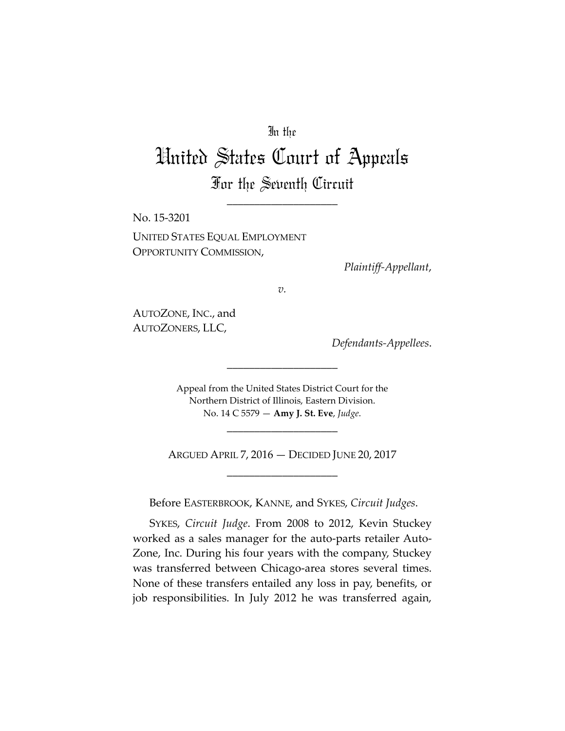In the

# United States Court of Appeals

## For the Seventh Circuit

---

No. 15-3201

UNITED STATES EQUAL EMPLOYMENT OPPORTUNITY COMMISSION,

*Plaintiff-Appellant*,

*v.*

AUTOZONE, INC., and AUTOZONERS, LLC,

*Defendants-Appellees*.

---

Appeal from the United States District Court for the Northern District of Illinois, Eastern Division.
No. 14 C 5579 — **Amy J. St. Eve**, *Judge*.

---

ARGUED APRIL 7, 2016 — DECIDED JUNE 20, 2017

---

Before EASTERBROOK, KANNE, and SYKES, *Circuit Judges*.

SYKES, *Circuit Judge*. From 2008 to 2012, Kevin Stuckey worked as a sales manager for the auto-parts retailer AutoZone, Inc. During his four years with the company, Stuckey was transferred between Chicago-area stores several times. None of these transfers entailed any loss in pay, benefits, or job responsibilities. In July 2012 he was transferred again,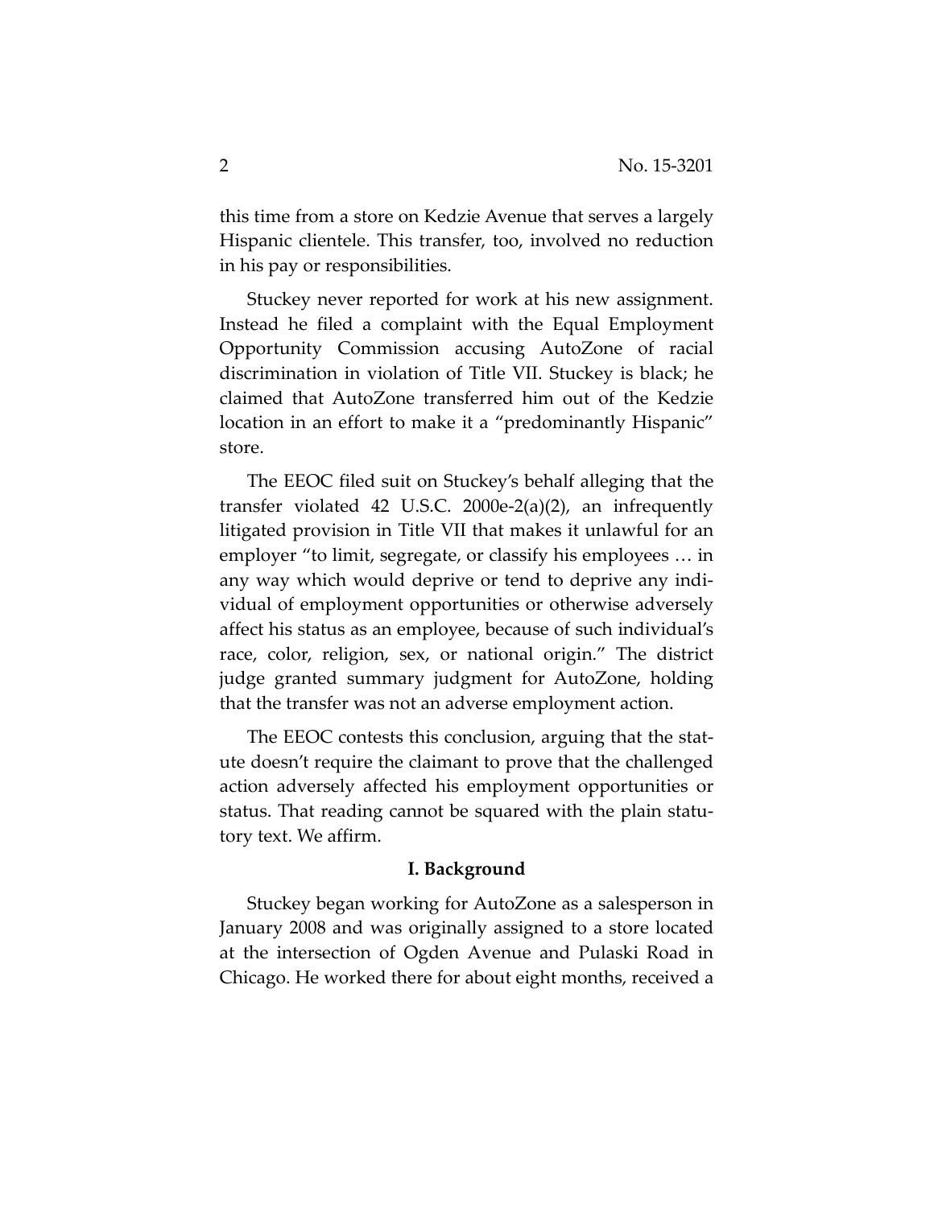this time from a store on Kedzie Avenue that serves a largely Hispanic clientele. This transfer, too, involved no reduction in his pay or responsibilities.

Stuckey never reported for work at his new assignment. Instead he filed a complaint with the Equal Employment Opportunity Commission accusing AutoZone of racial discrimination in violation of Title VII. Stuckey is black; he claimed that AutoZone transferred him out of the Kedzie location in an effort to make it a "predominantly Hispanic" store.

The EEOC filed suit on Stuckey's behalf alleging that the transfer violated 42 U.S.C. 2000e-2(a)(2), an infrequently litigated provision in Title VII that makes it unlawful for an employer "to limit, segregate, or classify his employees … in any way which would deprive or tend to deprive any individual of employment opportunities or otherwise adversely affect his status as an employee, because of such individual's race, color, religion, sex, or national origin." The district judge granted summary judgment for AutoZone, holding that the transfer was not an adverse employment action.

The EEOC contests this conclusion, arguing that the statute doesn't require the claimant to prove that the challenged action adversely affected his employment opportunities or status. That reading cannot be squared with the plain statutory text. We affirm.

## I. Background

Stuckey began working for AutoZone as a salesperson in January 2008 and was originally assigned to a store located at the intersection of Ogden Avenue and Pulaski Road in Chicago. He worked there for about eight months, received a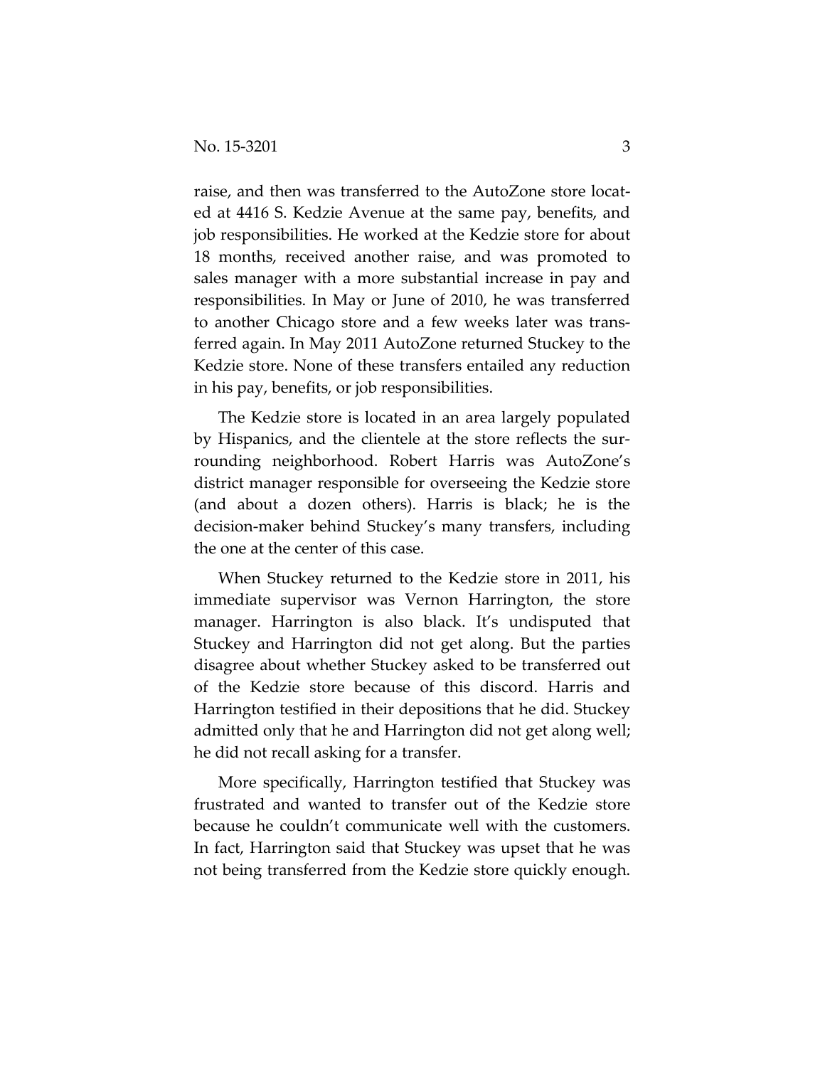raise, and then was transferred to the AutoZone store located at 4416 S. Kedzie Avenue at the same pay, benefits, and job responsibilities. He worked at the Kedzie store for about 18 months, received another raise, and was promoted to sales manager with a more substantial increase in pay and responsibilities. In May or June of 2010, he was transferred to another Chicago store and a few weeks later was transferred again. In May 2011 AutoZone returned Stuckey to the Kedzie store. None of these transfers entailed any reduction in his pay, benefits, or job responsibilities.

The Kedzie store is located in an area largely populated by Hispanics, and the clientele at the store reflects the surrounding neighborhood. Robert Harris was AutoZone's district manager responsible for overseeing the Kedzie store (and about a dozen others). Harris is black; he is the decision-maker behind Stuckey's many transfers, including the one at the center of this case.

When Stuckey returned to the Kedzie store in 2011, his immediate supervisor was Vernon Harrington, the store manager. Harrington is also black. It's undisputed that Stuckey and Harrington did not get along. But the parties disagree about whether Stuckey asked to be transferred out of the Kedzie store because of this discord. Harris and Harrington testified in their depositions that he did. Stuckey admitted only that he and Harrington did not get along well; he did not recall asking for a transfer.

More specifically, Harrington testified that Stuckey was frustrated and wanted to transfer out of the Kedzie store because he couldn't communicate well with the customers. In fact, Harrington said that Stuckey was upset that he was not being transferred from the Kedzie store quickly enough.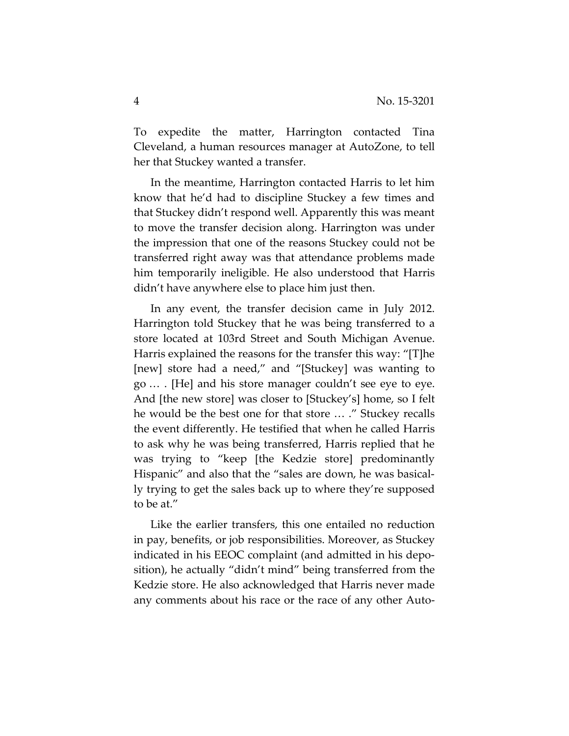To expedite the matter, Harrington contacted Tina Cleveland, a human resources manager at AutoZone, to tell her that Stuckey wanted a transfer.

In the meantime, Harrington contacted Harris to let him know that he'd had to discipline Stuckey a few times and that Stuckey didn't respond well. Apparently this was meant to move the transfer decision along. Harrington was under the impression that one of the reasons Stuckey could not be transferred right away was that attendance problems made him temporarily ineligible. He also understood that Harris didn't have anywhere else to place him just then.

In any event, the transfer decision came in July 2012. Harrington told Stuckey that he was being transferred to a store located at 103rd Street and South Michigan Avenue. Harris explained the reasons for the transfer this way: "[T]he [new] store had a need," and "[Stuckey] was wanting to go … . [He] and his store manager couldn't see eye to eye. And [the new store] was closer to [Stuckey's] home, so I felt he would be the best one for that store … ." Stuckey recalls the event differently. He testified that when he called Harris to ask why he was being transferred, Harris replied that he was trying to "keep [the Kedzie store] predominantly Hispanic" and also that the "sales are down, he was basically trying to get the sales back up to where they're supposed to be at."

Like the earlier transfers, this one entailed no reduction in pay, benefits, or job responsibilities. Moreover, as Stuckey indicated in his EEOC complaint (and admitted in his deposition), he actually "didn't mind" being transferred from the Kedzie store. He also acknowledged that Harris never made any comments about his race or the race of any other Auto-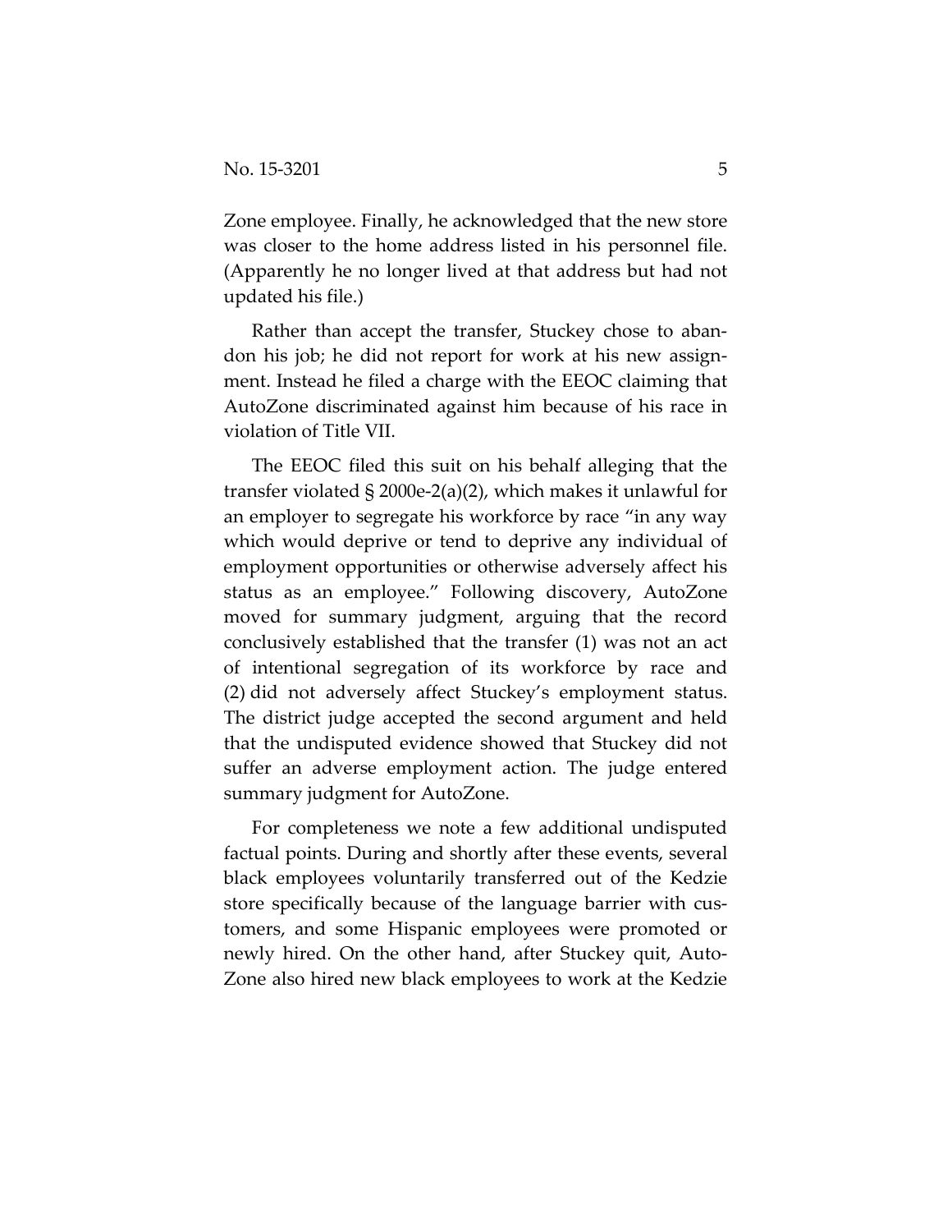Zone employee. Finally, he acknowledged that the new store was closer to the home address listed in his personnel file. (Apparently he no longer lived at that address but had not updated his file.)

Rather than accept the transfer, Stuckey chose to abandon his job; he did not report for work at his new assignment. Instead he filed a charge with the EEOC claiming that AutoZone discriminated against him because of his race in violation of Title VII.

The EEOC filed this suit on his behalf alleging that the transfer violated § 2000e-2(a)(2), which makes it unlawful for an employer to segregate his workforce by race "in any way which would deprive or tend to deprive any individual of employment opportunities or otherwise adversely affect his status as an employee." Following discovery, AutoZone moved for summary judgment, arguing that the record conclusively established that the transfer (1) was not an act of intentional segregation of its workforce by race and (2) did not adversely affect Stuckey's employment status. The district judge accepted the second argument and held that the undisputed evidence showed that Stuckey did not suffer an adverse employment action. The judge entered summary judgment for AutoZone.

For completeness we note a few additional undisputed factual points. During and shortly after these events, several black employees voluntarily transferred out of the Kedzie store specifically because of the language barrier with customers, and some Hispanic employees were promoted or newly hired. On the other hand, after Stuckey quit, AutoZone also hired new black employees to work at the Kedzie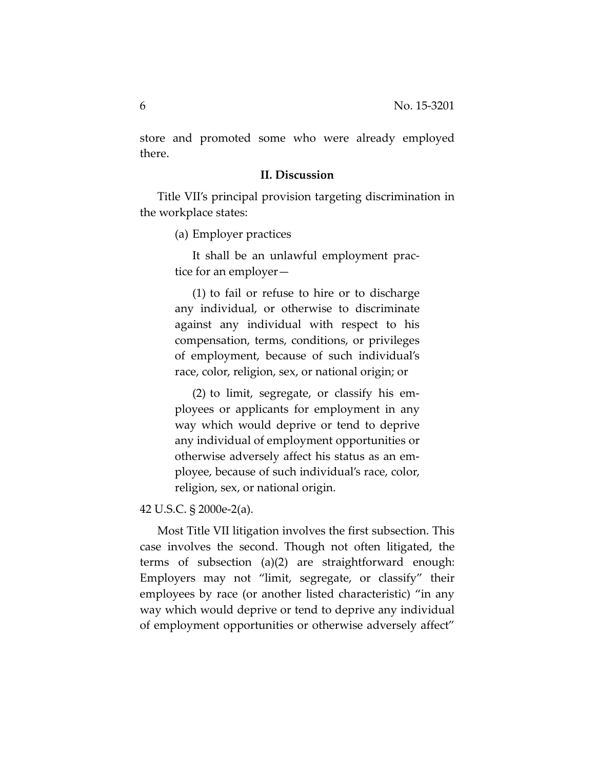store and promoted some who were already employed there.

## II. Discussion

Title VII's principal provision targeting discrimination in the workplace states:

> (a) Employer practices
>
> It shall be an unlawful employment practice for an employer—
>
> (1) to fail or refuse to hire or to discharge any individual, or otherwise to discriminate against any individual with respect to his compensation, terms, conditions, or privileges of employment, because of such individual's race, color, religion, sex, or national origin; or
>
> (2) to limit, segregate, or classify his employees or applicants for employment in any way which would deprive or tend to deprive any individual of employment opportunities or otherwise adversely affect his status as an employee, because of such individual's race, color, religion, sex, or national origin.

42 U.S.C. § 2000e-2(a).

Most Title VII litigation involves the first subsection. This case involves the second. Though not often litigated, the terms of subsection (a)(2) are straightforward enough: Employers may not "limit, segregate, or classify" their employees by race (or another listed characteristic) "in any way which would deprive or tend to deprive any individual of employment opportunities or otherwise adversely affect"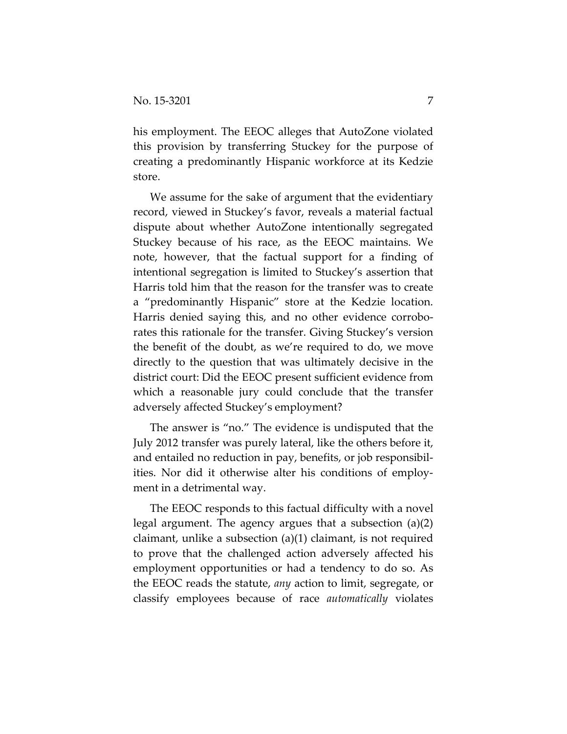his employment. The EEOC alleges that AutoZone violated this provision by transferring Stuckey for the purpose of creating a predominantly Hispanic workforce at its Kedzie store.

We assume for the sake of argument that the evidentiary record, viewed in Stuckey's favor, reveals a material factual dispute about whether AutoZone intentionally segregated Stuckey because of his race, as the EEOC maintains. We note, however, that the factual support for a finding of intentional segregation is limited to Stuckey's assertion that Harris told him that the reason for the transfer was to create a "predominantly Hispanic" store at the Kedzie location. Harris denied saying this, and no other evidence corroborates this rationale for the transfer. Giving Stuckey's version the benefit of the doubt, as we're required to do, we move directly to the question that was ultimately decisive in the district court: Did the EEOC present sufficient evidence from which a reasonable jury could conclude that the transfer adversely affected Stuckey's employment?

The answer is "no." The evidence is undisputed that the July 2012 transfer was purely lateral, like the others before it, and entailed no reduction in pay, benefits, or job responsibilities. Nor did it otherwise alter his conditions of employment in a detrimental way.

The EEOC responds to this factual difficulty with a novel legal argument. The agency argues that a subsection (a)(2) claimant, unlike a subsection (a)(1) claimant, is not required to prove that the challenged action adversely affected his employment opportunities or had a tendency to do so. As the EEOC reads the statute, *any* action to limit, segregate, or classify employees because of race *automatically* violates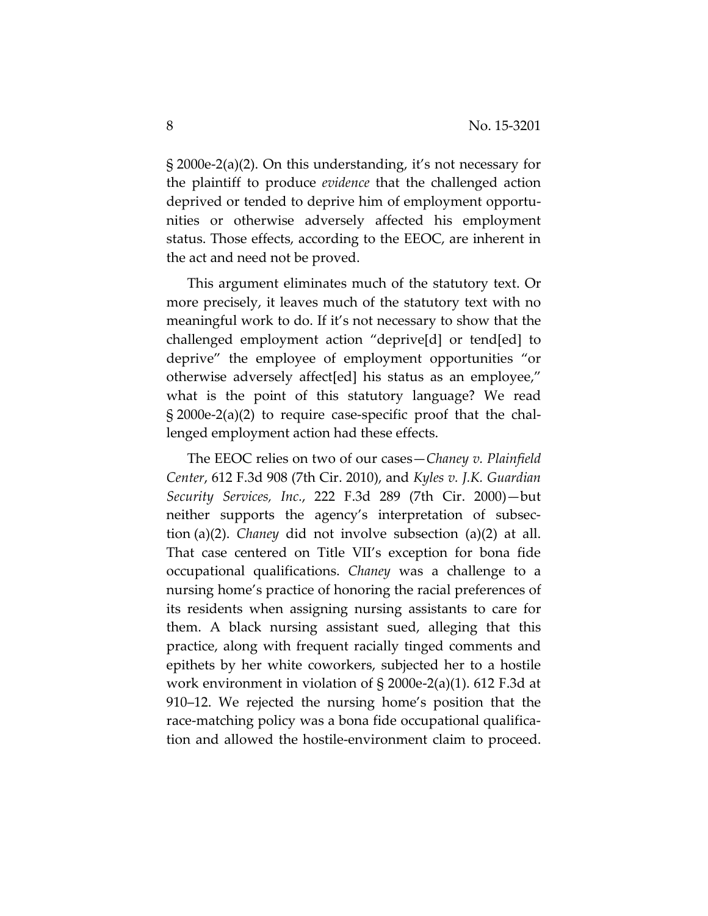§ 2000e-2(a)(2). On this understanding, it's not necessary for the plaintiff to produce *evidence* that the challenged action deprived or tended to deprive him of employment opportunities or otherwise adversely affected his employment status. Those effects, according to the EEOC, are inherent in the act and need not be proved.

This argument eliminates much of the statutory text. Or more precisely, it leaves much of the statutory text with no meaningful work to do. If it's not necessary to show that the challenged employment action "deprive[d] or tend[ed] to deprive" the employee of employment opportunities "or otherwise adversely affect[ed] his status as an employee," what is the point of this statutory language? We read § 2000e-2(a)(2) to require case-specific proof that the challenged employment action had these effects.

The EEOC relies on two of our cases—*Chaney v. Plainfield Center*, 612 F.3d 908 (7th Cir. 2010), and *Kyles v. J.K. Guardian Security Services, Inc.*, 222 F.3d 289 (7th Cir. 2000)—but neither supports the agency's interpretation of subsection (a)(2). *Chaney* did not involve subsection (a)(2) at all. That case centered on Title VII's exception for bona fide occupational qualifications. *Chaney* was a challenge to a nursing home's practice of honoring the racial preferences of its residents when assigning nursing assistants to care for them. A black nursing assistant sued, alleging that this practice, along with frequent racially tinged comments and epithets by her white coworkers, subjected her to a hostile work environment in violation of § 2000e-2(a)(1). 612 F.3d at 910–12. We rejected the nursing home's position that the race-matching policy was a bona fide occupational qualification and allowed the hostile-environment claim to proceed.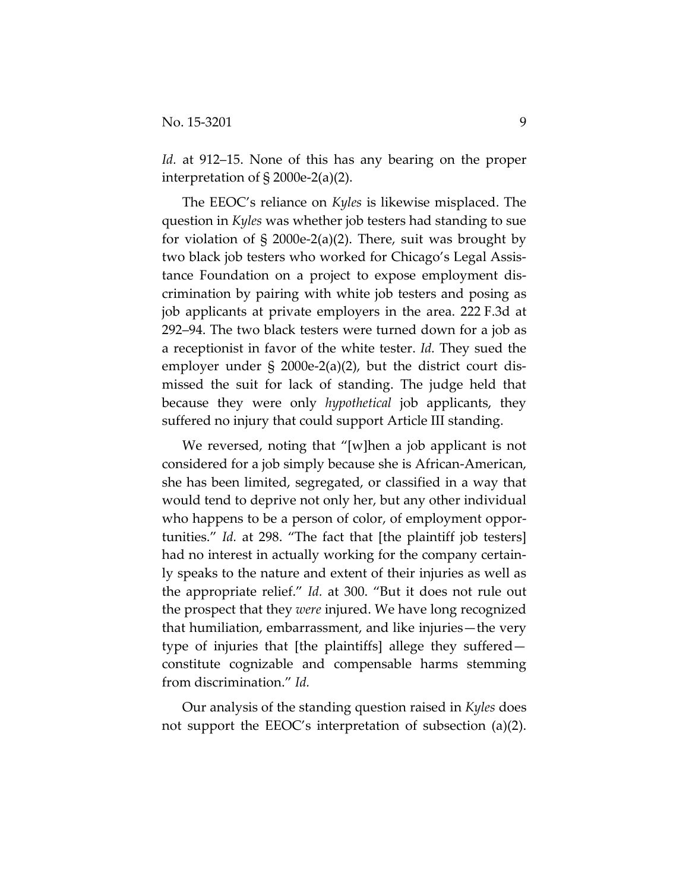*Id.* at 912–15. None of this has any bearing on the proper interpretation of § 2000e-2(a)(2).

The EEOC's reliance on *Kyles* is likewise misplaced. The question in *Kyles* was whether job testers had standing to sue for violation of § 2000e-2(a)(2). There, suit was brought by two black job testers who worked for Chicago's Legal Assistance Foundation on a project to expose employment discrimination by pairing with white job testers and posing as job applicants at private employers in the area. 222 F.3d at 292–94. The two black testers were turned down for a job as a receptionist in favor of the white tester. *Id.* They sued the employer under § 2000e-2(a)(2), but the district court dismissed the suit for lack of standing. The judge held that because they were only *hypothetical* job applicants, they suffered no injury that could support Article III standing.

We reversed, noting that "[w]hen a job applicant is not considered for a job simply because she is African-American, she has been limited, segregated, or classified in a way that would tend to deprive not only her, but any other individual who happens to be a person of color, of employment opportunities." *Id.* at 298. "The fact that [the plaintiff job testers] had no interest in actually working for the company certainly speaks to the nature and extent of their injuries as well as the appropriate relief." *Id.* at 300. "But it does not rule out the prospect that they *were* injured. We have long recognized that humiliation, embarrassment, and like injuries—the very type of injuries that [the plaintiffs] allege they suffered—constitute cognizable and compensable harms stemming from discrimination." *Id.*

Our analysis of the standing question raised in *Kyles* does not support the EEOC's interpretation of subsection (a)(2).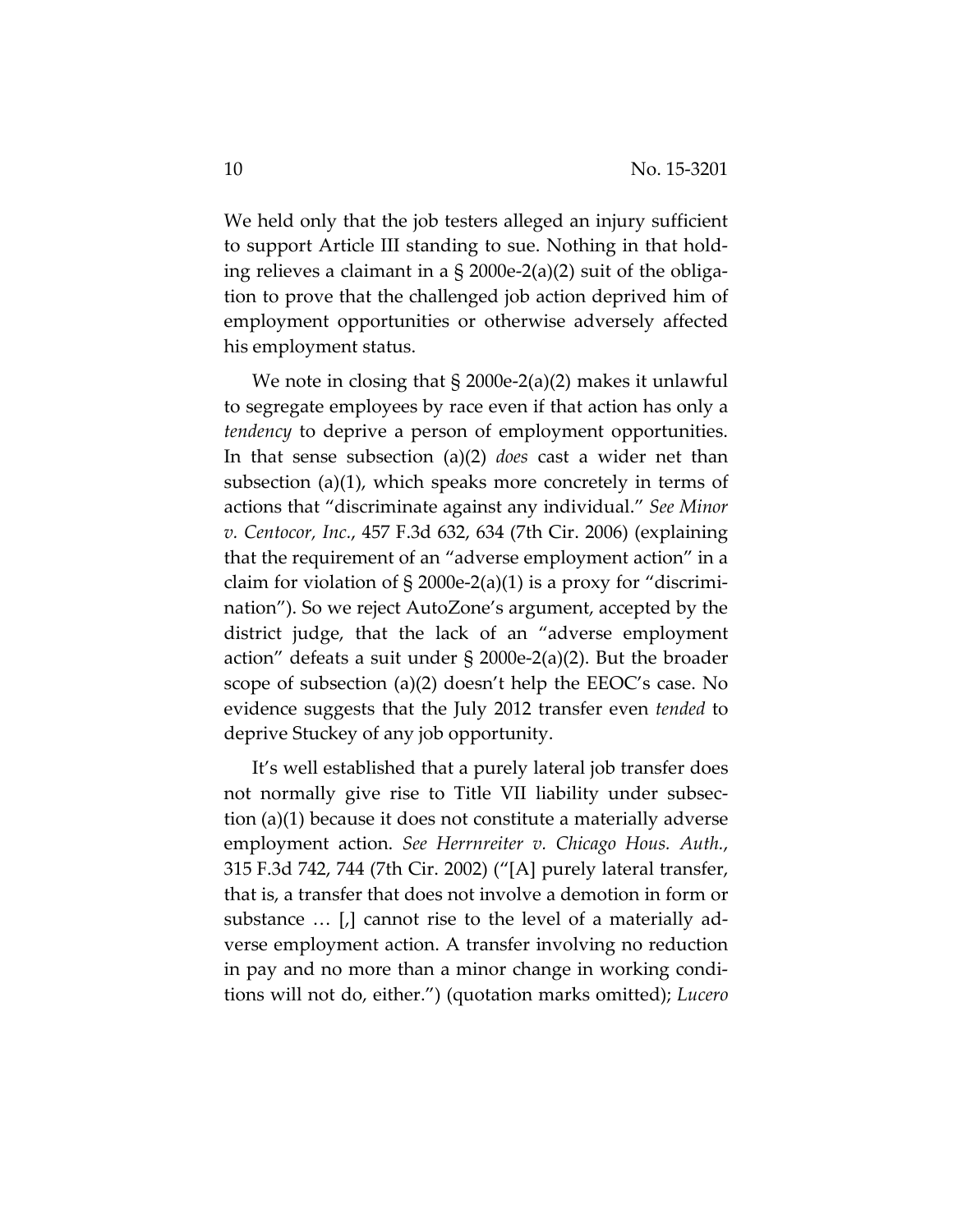We held only that the job testers alleged an injury sufficient to support Article III standing to sue. Nothing in that holding relieves a claimant in a § 2000e-2(a)(2) suit of the obligation to prove that the challenged job action deprived him of employment opportunities or otherwise adversely affected his employment status.

We note in closing that § 2000e-2(a)(2) makes it unlawful to segregate employees by race even if that action has only a *tendency* to deprive a person of employment opportunities. In that sense subsection (a)(2) *does* cast a wider net than subsection (a)(1), which speaks more concretely in terms of actions that "discriminate against any individual." *See Minor v. Centocor, Inc.*, 457 F.3d 632, 634 (7th Cir. 2006) (explaining that the requirement of an "adverse employment action" in a claim for violation of § 2000e-2(a)(1) is a proxy for "discrimination"). So we reject AutoZone's argument, accepted by the district judge, that the lack of an "adverse employment action" defeats a suit under § 2000e-2(a)(2). But the broader scope of subsection (a)(2) doesn't help the EEOC's case. No evidence suggests that the July 2012 transfer even *tended* to deprive Stuckey of any job opportunity.

It's well established that a purely lateral job transfer does not normally give rise to Title VII liability under subsection (a)(1) because it does not constitute a materially adverse employment action. *See Herrnreiter v. Chicago Hous. Auth.*, 315 F.3d 742, 744 (7th Cir. 2002) ("[A] purely lateral transfer, that is, a transfer that does not involve a demotion in form or substance … [,] cannot rise to the level of a materially adverse employment action. A transfer involving no reduction in pay and no more than a minor change in working conditions will not do, either.") (quotation marks omitted); *Lucero*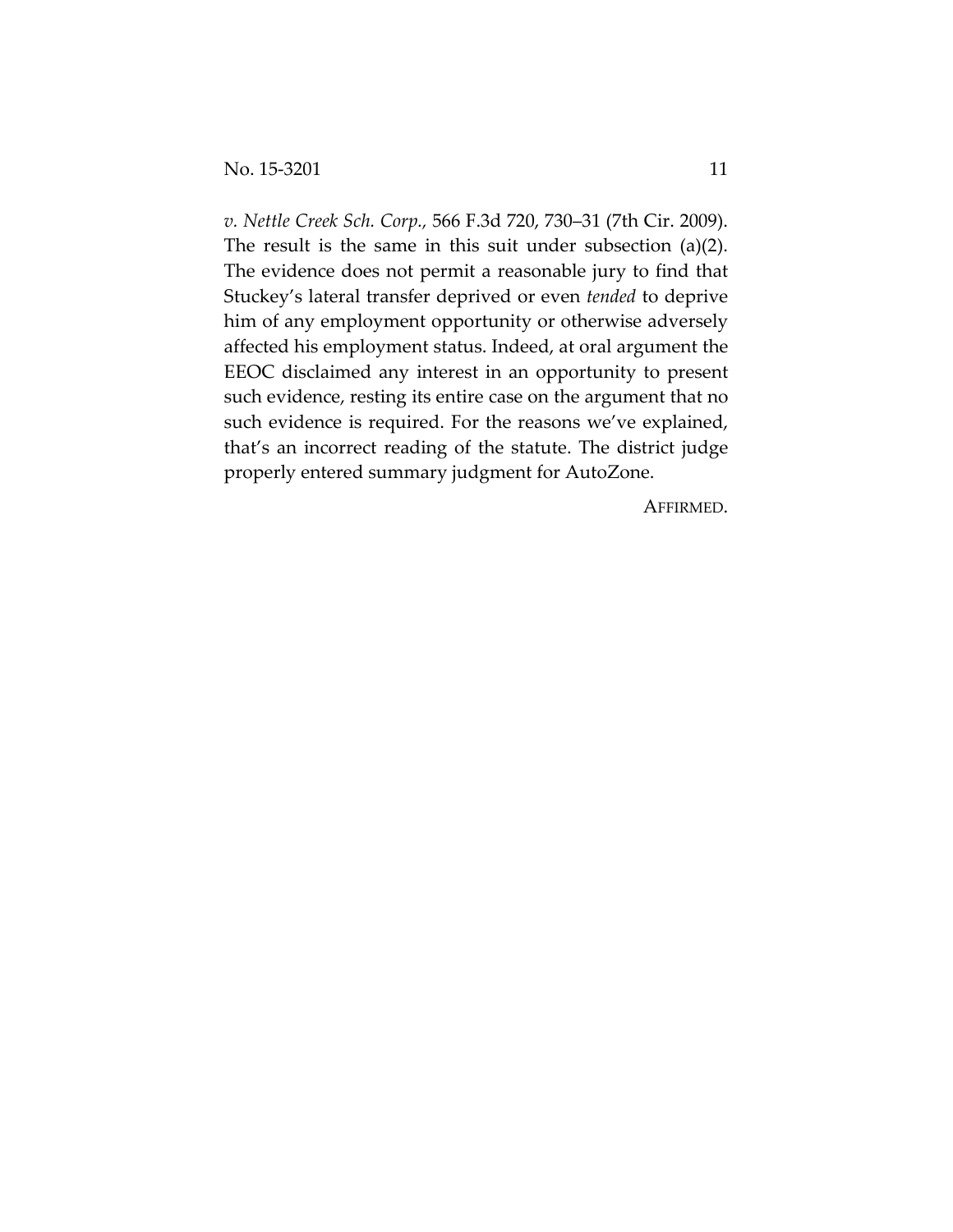*v. Nettle Creek Sch. Corp.*, 566 F.3d 720, 730–31 (7th Cir. 2009). The result is the same in this suit under subsection (a)(2). The evidence does not permit a reasonable jury to find that Stuckey's lateral transfer deprived or even *tended* to deprive him of any employment opportunity or otherwise adversely affected his employment status. Indeed, at oral argument the EEOC disclaimed any interest in an opportunity to present such evidence, resting its entire case on the argument that no such evidence is required. For the reasons we've explained, that's an incorrect reading of the statute. The district judge properly entered summary judgment for AutoZone.

AFFIRMED.